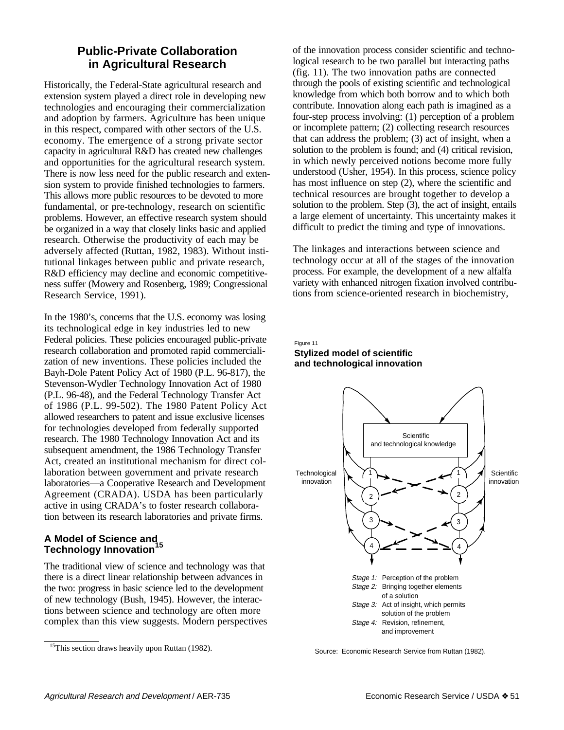## Public-Private Collaboration in Agricultural Research

Historically, the Federal-State agricultural research and extension system played a direct role in developing new technologies and encouraging their commercialization and adoption by farmers. Agriculture has been unique in this respect, compared with other sectors of the U.S. economy. The emergence of a strong private sector capacity in agricultural R&D has created new challenges and opportunities for the agricultural research system. There is now less need for the public research and extension system to provide finished technologies to farmers. This allows more public resources to be devoted to more fundamental, or pre-technology, research on scientific problems. However, an effective research system should be organized in a way that closely links basic and applied research. Otherwise the productivity of each may be adversely affected (Ruttan, 1982, 1983). Without institutional linkages between public and private research, R&D efficiency may decline and economic competitiveness suffer (Mowery and Rosenberg, 1989; Congressional Research Service, 1991).

In the 1980's, concerns that the U.S. economy was losing its technological edge in key industries led to new Federal policies. These policies encouraged public-private research collaboration and promoted rapid commercialization of new inventions. These policies included the Bayh-Dole Patent Policy Act of 1980 (P.L. 96-817), the Stevenson-Wydler Technology Innovation Act of 1980 (P.L. 96-48), and the Federal Technology Transfer Act of 1986 (P.L. 99-502). The 1980 Patent Policy Act allowed researchers to patent and issue exclusive licenses for technologies developed from federally supported research. The 1980 Technology Innovation Act and its subsequent amendment, the 1986 Technology Transfer Act, created an institutional mechanism for direct collaboration between government and private research laboratories—a Cooperative Research and Development Agreement (CRADA). USDA has been particularly active in using CRADA's to foster research collaboration between its research laboratories and private firms.

### A Model of Science and Technology Innovation[15]

The traditional view of science and technology was that there is a direct linear relationship between advances in the two: progress in basic science led to the development of new technology (Bush, 1945). However, the interactions between science and technology are often more complex than this view suggests. Modern perspectives of the innovation process consider scientific and technological research to be two parallel but interacting paths (fig. 11). The two innovation paths are connected through the pools of existing scientific and technological knowledge from which both borrow and to which both contribute. Innovation along each path is imagined as a four-step process involving: (1) perception of a problem or incomplete pattern; (2) collecting research resources that can address the problem; (3) act of insight, when a solution to the problem is found; and (4) critical revision, in which newly perceived notions become more fully understood (Usher, 1954). In this process, science policy has most influence on step (2), where the scientific and technical resources are brought together to develop a solution to the problem. Step (3), the act of insight, entails a large element of uncertainty. This uncertainty makes it difficult to predict the timing and type of innovations.

The linkages and interactions between science and technology occur at all of the stages of the innovation process. For example, the development of a new alfalfa variety with enhanced nitrogen fixation involved contributions from science-oriented research in biochemistry,

Figure 11

**Stylized model of scientific and technological innovation**

Scientific and technological knowledge

Technological innovation — Scientific innovation

*Stage 1:* Perception of the problem
*Stage 2:* Bringing together elements of a solution
*Stage 3:* Act of insight, which permits solution of the problem
*Stage 4:* Revision, refinement, and improvement

Source: Economic Research Service from Ruttan (1982).

---

[15] This section draws heavily upon Ruttan (1982).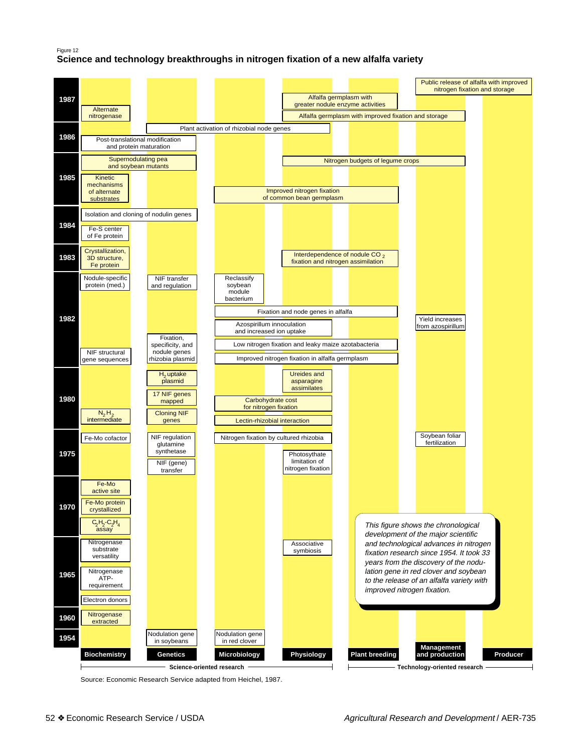Figure 12

## Science and technology breakthroughs in nitrogen fixation of a new alfalfa variety

| Year | Biochemistry | Genetics | Microbiology | Physiology | Plant breeding | Management and production | Producer |
|---|---|---|---|---|---|---|---|
| 1987 | Alternate nitrogenase | | | Alfalfa germplasm with greater nodule enzyme activities; Alfalfa germplasm with improved fixation and storage | | Public release of alfalfa with improved nitrogen fixation and storage | |
| 1986 | Post-translational modification and protein maturation | Plant activation of rhizobial node genes | | | | | |
| 1985 | Supernodulating pea and soybean mutants; Kinetic mechanisms of alternate substrates | | Improved nitrogen fixation of common bean germplasm | Nitrogen budgets of legume crops | | | |
| 1984 | Isolation and cloning of nodulin genes; Fe-S center of Fe protein | | | | | | |
| 1983 | Crystallization, 3D structure, Fe protein | | | Interdependence of nodule $CO_2$ fixation and nitrogen assimilation | | | |
| 1982 | Nodule-specific protein (med.); NIF structural gene sequences | NIF transfer and regulation; Fixation, specificity, and nodule genes rhizobia plasmid | Reclassify soybean module bacterium; Fixation and node genes in alfalfa; Azospirillum innoculation and increased ion uptake; Low nitrogen fixation and leaky maize azotabacteria; Improved nitrogen fixation in alfalfa germplasm | | | Yield increases from azospirillum | |
| 1980 | $N_2H_2$ intermediate | $H_2$ uptake plasmid; 17 NIF genes mapped; Cloning NIF genes | Carbohydrate cost for nitrogen fixation; Lectin-rhizobial interaction | Ureides and asparagine assimilates | | | |
| 1975 | Fe-Mo cofactor | NIF regulation glutamine synthetase; NIF (gene) transfer | Nitrogen fixation by cultured rhizobia | Photosythate limitation of nitrogen fixation | | Soybean foliar fertilization | |
| 1970 | Fe-Mo active site; Fe-Mo protein crystallized; $C_2H_2$-$C_2H_4$ assay | | | | | | |
| 1965 | Nitrogenase substrate versatility; Nitrogenase ATP-requirement; Electron donors | | | Associative symbiosis | | | |
| 1960 | Nitrogenase extracted | | | | | | |
| 1954 | | Nodulation gene in soybeans | Nodulation gene in red clover | | | | |

Science-oriented research: Biochemistry, Genetics, Microbiology, Physiology

Technology-oriented research: Plant breeding, Management and production, Producer

*This figure shows the chronological development of the major scientific and technological advances in nitrogen fixation research since 1954. It took 33 years from the discovery of the nodulation gene in red clover and soybean to the release of an alfalfa variety with improved nitrogen fixation.*

Source: Economic Research Service adapted from Heichel, 1987.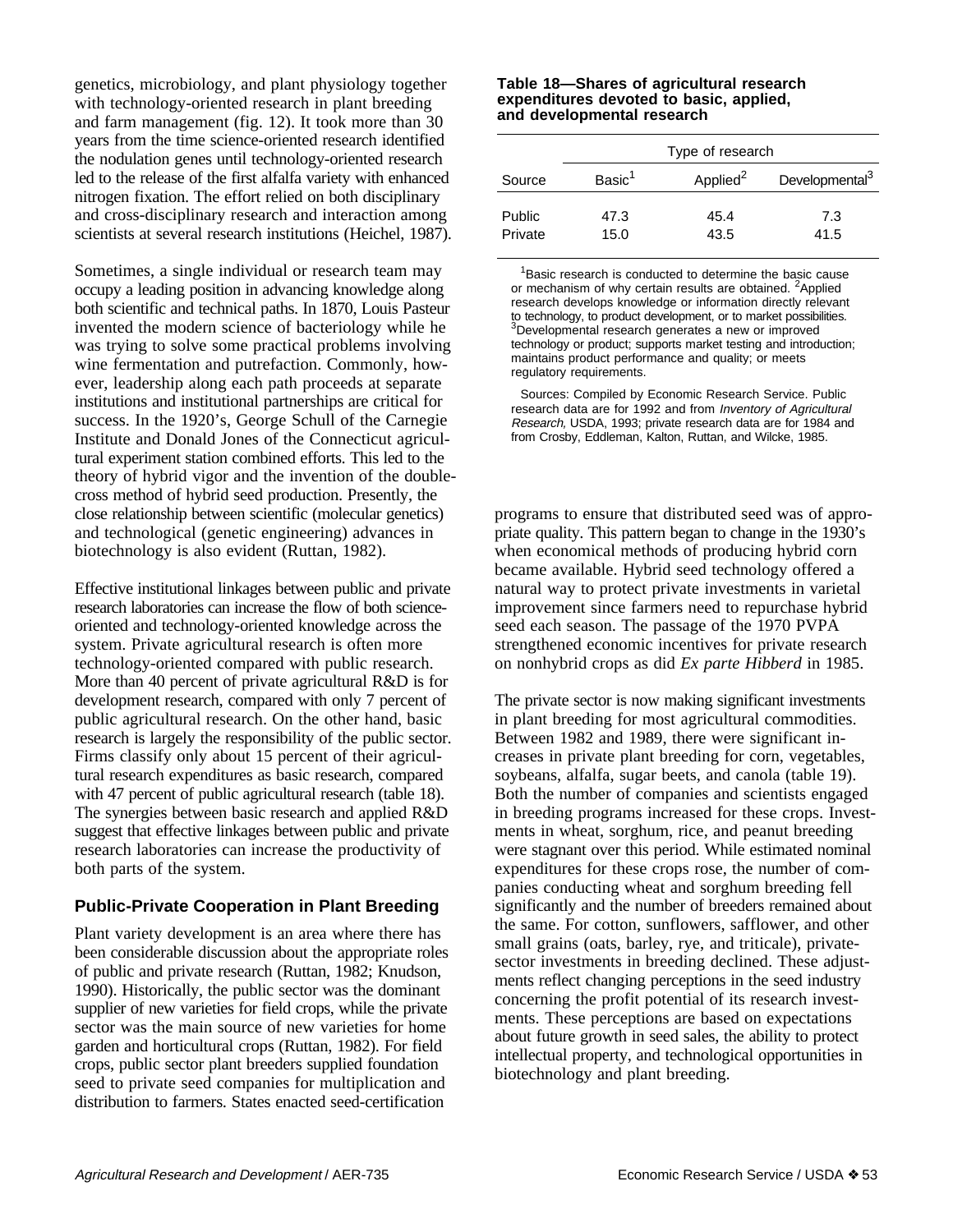genetics, microbiology, and plant physiology together with technology-oriented research in plant breeding and farm management (fig. 12). It took more than 30 years from the time science-oriented research identified the nodulation genes until technology-oriented research led to the release of the first alfalfa variety with enhanced nitrogen fixation. The effort relied on both disciplinary and cross-disciplinary research and interaction among scientists at several research institutions (Heichel, 1987).

Sometimes, a single individual or research team may occupy a leading position in advancing knowledge along both scientific and technical paths. In 1870, Louis Pasteur invented the modern science of bacteriology while he was trying to solve some practical problems involving wine fermentation and putrefaction. Commonly, however, leadership along each path proceeds at separate institutions and institutional partnerships are critical for success. In the 1920's, George Schull of the Carnegie Institute and Donald Jones of the Connecticut agricultural experiment station combined efforts. This led to the theory of hybrid vigor and the invention of the double-cross method of hybrid seed production. Presently, the close relationship between scientific (molecular genetics) and technological (genetic engineering) advances in biotechnology is also evident (Ruttan, 1982).

Effective institutional linkages between public and private research laboratories can increase the flow of both science-oriented and technology-oriented knowledge across the system. Private agricultural research is often more technology-oriented compared with public research. More than 40 percent of private agricultural R&D is for development research, compared with only 7 percent of public agricultural research. On the other hand, basic research is largely the responsibility of the public sector. Firms classify only about 15 percent of their agricultural research expenditures as basic research, compared with 47 percent of public agricultural research (table 18). The synergies between basic research and applied R&D suggest that effective linkages between public and private research laboratories can increase the productivity of both parts of the system.

**Table 18—Shares of agricultural research expenditures devoted to basic, applied, and developmental research**

| | Type of research | | |
|---|---|---|---|
| Source | Basic[1] | Applied[2] | Developmental[3] |
| Public | 47.3 | 45.4 | 7.3 |
| Private | 15.0 | 43.5 | 41.5 |

[1]Basic research is conducted to determine the basic cause or mechanism of why certain results are obtained. [2]Applied research develops knowledge or information directly relevant to technology, to product development, or to market possibilities. [3]Developmental research generates a new or improved technology or product; supports market testing and introduction; maintains product performance and quality; or meets regulatory requirements.

Sources: Compiled by Economic Research Service. Public research data are for 1992 and from *Inventory of Agricultural Research,* USDA, 1993; private research data are for 1984 and from Crosby, Eddleman, Kalton, Ruttan, and Wilcke, 1985.

## Public-Private Cooperation in Plant Breeding

Plant variety development is an area where there has been considerable discussion about the appropriate roles of public and private research (Ruttan, 1982; Knudson, 1990). Historically, the public sector was the dominant supplier of new varieties for field crops, while the private sector was the main source of new varieties for home garden and horticultural crops (Ruttan, 1982). For field crops, public sector plant breeders supplied foundation seed to private seed companies for multiplication and distribution to farmers. States enacted seed-certification programs to ensure that distributed seed was of appropriate quality. This pattern began to change in the 1930's when economical methods of producing hybrid corn became available. Hybrid seed technology offered a natural way to protect private investments in varietal improvement since farmers need to repurchase hybrid seed each season. The passage of the 1970 PVPA strengthened economic incentives for private research on nonhybrid crops as did *Ex parte Hibberd* in 1985.

The private sector is now making significant investments in plant breeding for most agricultural commodities. Between 1982 and 1989, there were significant increases in private plant breeding for corn, vegetables, soybeans, alfalfa, sugar beets, and canola (table 19). Both the number of companies and scientists engaged in breeding programs increased for these crops. Investments in wheat, sorghum, rice, and peanut breeding were stagnant over this period. While estimated nominal expenditures for these crops rose, the number of companies conducting wheat and sorghum breeding fell significantly and the number of breeders remained about the same. For cotton, sunflowers, safflower, and other small grains (oats, barley, rye, and triticale), private-sector investments in breeding declined. These adjustments reflect changing perceptions in the seed industry concerning the profit potential of its research investments. These perceptions are based on expectations about future growth in seed sales, the ability to protect intellectual property, and technological opportunities in biotechnology and plant breeding.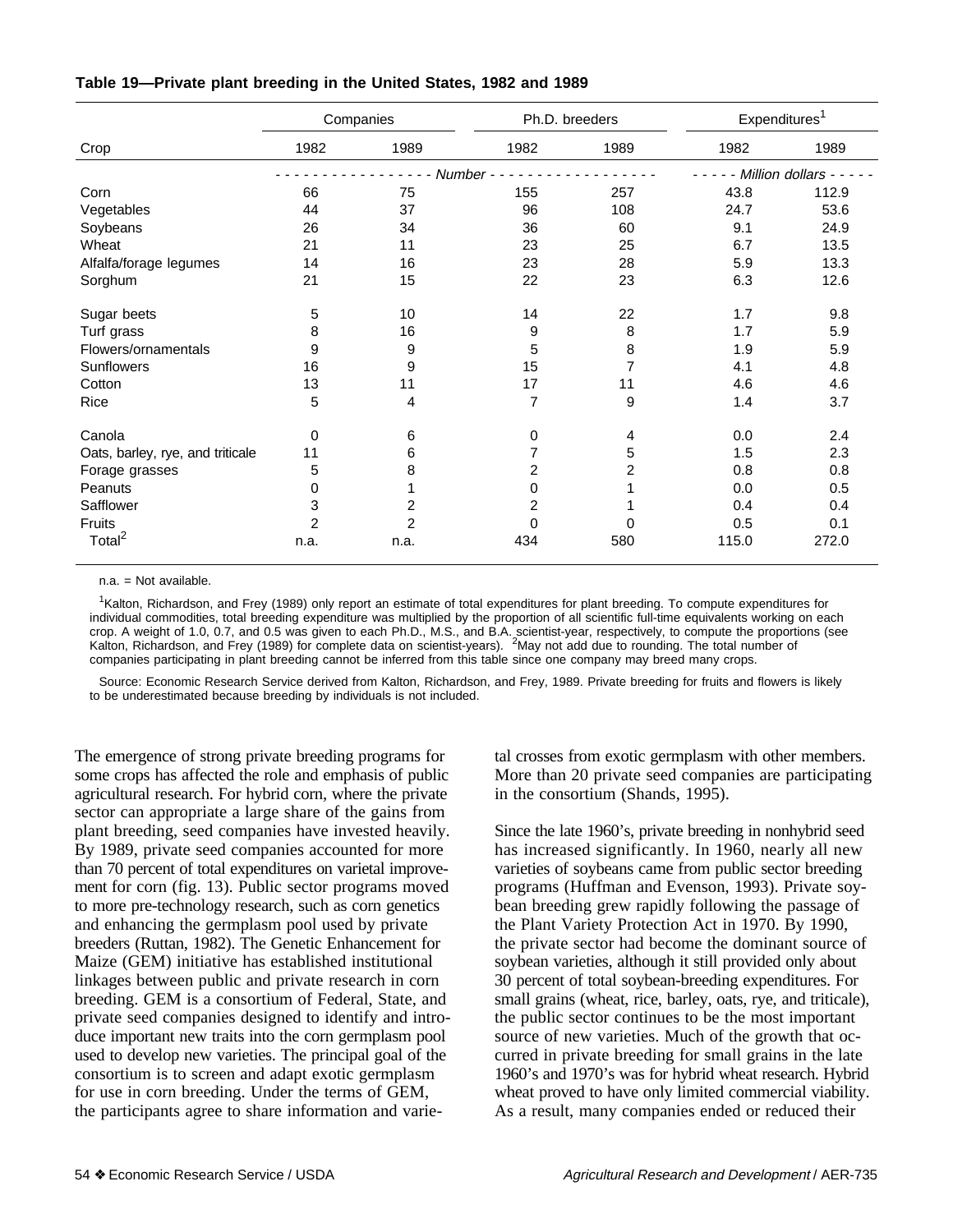**Table 19—Private plant breeding in the United States, 1982 and 1989**

| Crop | Companies | | Ph.D. breeders | | Expenditures[1] | |
|---|---|---|---|---|---|---|
| | 1982 | 1989 | 1982 | 1989 | 1982 | 1989 |
| | Number | | | | Million dollars | |
| Corn | 66 | 75 | 155 | 257 | 43.8 | 112.9 |
| Vegetables | 44 | 37 | 96 | 108 | 24.7 | 53.6 |
| Soybeans | 26 | 34 | 36 | 60 | 9.1 | 24.9 |
| Wheat | 21 | 11 | 23 | 25 | 6.7 | 13.5 |
| Alfalfa/forage legumes | 14 | 16 | 23 | 28 | 5.9 | 13.3 |
| Sorghum | 21 | 15 | 22 | 23 | 6.3 | 12.6 |
| Sugar beets | 5 | 10 | 14 | 22 | 1.7 | 9.8 |
| Turf grass | 8 | 16 | 9 | 8 | 1.7 | 5.9 |
| Flowers/ornamentals | 9 | 9 | 5 | 8 | 1.9 | 5.9 |
| Sunflowers | 16 | 9 | 15 | 7 | 4.1 | 4.8 |
| Cotton | 13 | 11 | 17 | 11 | 4.6 | 4.6 |
| Rice | 5 | 4 | 7 | 9 | 1.4 | 3.7 |
| Canola | 0 | 6 | 0 | 4 | 0.0 | 2.4 |
| Oats, barley, rye, and triticale | 11 | 6 | 7 | 5 | 1.5 | 2.3 |
| Forage grasses | 5 | 8 | 2 | 2 | 0.8 | 0.8 |
| Peanuts | 0 | 1 | 0 | 1 | 0.0 | 0.5 |
| Safflower | 3 | 2 | 2 | 1 | 0.4 | 0.4 |
| Fruits | 2 | 2 | 0 | 0 | 0.5 | 0.1 |
| Total[2] | n.a. | n.a. | 434 | 580 | 115.0 | 272.0 |

n.a. = Not available.

[1]Kalton, Richardson, and Frey (1989) only report an estimate of total expenditures for plant breeding. To compute expenditures for individual commodities, total breeding expenditure was multiplied by the proportion of all scientific full-time equivalents working on each crop. A weight of 1.0, 0.7, and 0.5 was given to each Ph.D., M.S., and B.A. scientist-year, respectively, to compute the proportions (see Kalton, Richardson, and Frey (1989) for complete data on scientist-years). [2]May not add due to rounding. The total number of companies participating in plant breeding cannot be inferred from this table since one company may breed many crops.

Source: Economic Research Service derived from Kalton, Richardson, and Frey, 1989. Private breeding for fruits and flowers is likely to be underestimated because breeding by individuals is not included.

The emergence of strong private breeding programs for some crops has affected the role and emphasis of public agricultural research. For hybrid corn, where the private sector can appropriate a large share of the gains from plant breeding, seed companies have invested heavily. By 1989, private seed companies accounted for more than 70 percent of total expenditures on varietal improvement for corn (fig. 13). Public sector programs moved to more pre-technology research, such as corn genetics and enhancing the germplasm pool used by private breeders (Ruttan, 1982). The Genetic Enhancement for Maize (GEM) initiative has established institutional linkages between public and private research in corn breeding. GEM is a consortium of Federal, State, and private seed companies designed to identify and introduce important new traits into the corn germplasm pool used to develop new varieties. The principal goal of the consortium is to screen and adapt exotic germplasm for use in corn breeding. Under the terms of GEM, the participants agree to share information and varietal crosses from exotic germplasm with other members. More than 20 private seed companies are participating in the consortium (Shands, 1995).

Since the late 1960's, private breeding in nonhybrid seed has increased significantly. In 1960, nearly all new varieties of soybeans came from public sector breeding programs (Huffman and Evenson, 1993). Private soybean breeding grew rapidly following the passage of the Plant Variety Protection Act in 1970. By 1990, the private sector had become the dominant source of soybean varieties, although it still provided only about 30 percent of total soybean-breeding expenditures. For small grains (wheat, rice, barley, oats, rye, and triticale), the public sector continues to be the most important source of new varieties. Much of the growth that occurred in private breeding for small grains in the late 1960's and 1970's was for hybrid wheat research. Hybrid wheat proved to have only limited commercial viability. As a result, many companies ended or reduced their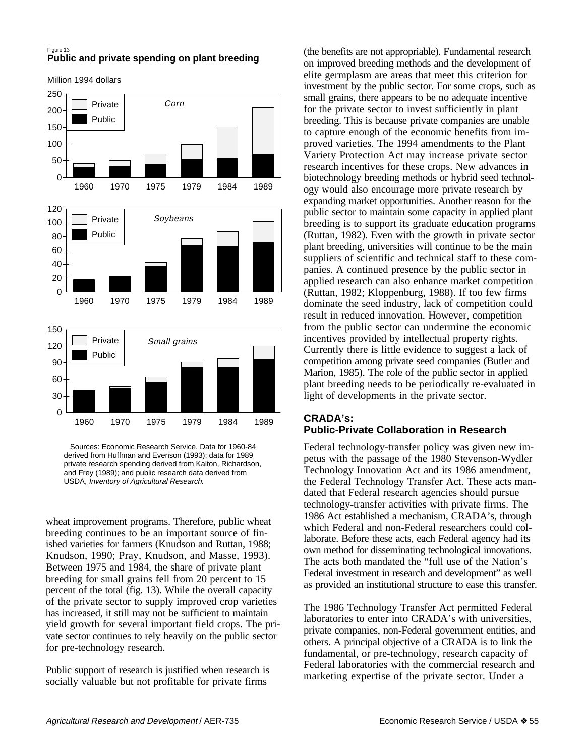Figure 13
**Public and private spending on plant breeding**

Million 1994 dollars

Sources: Economic Research Service. Data for 1960-84 derived from Huffman and Evenson (1993); data for 1989 private research spending derived from Kalton, Richardson, and Frey (1989); and public research data derived from USDA, *Inventory of Agricultural Research*.

wheat improvement programs. Therefore, public wheat breeding continues to be an important source of finished varieties for farmers (Knudson and Ruttan, 1988; Knudson, 1990; Pray, Knudson, and Masse, 1993). Between 1975 and 1984, the share of private plant breeding for small grains fell from 20 percent to 15 percent of the total (fig. 13). While the overall capacity of the private sector to supply improved crop varieties has increased, it still may not be sufficient to maintain yield growth for several important field crops. The private sector continues to rely heavily on the public sector for pre-technology research.

Public support of research is justified when research is socially valuable but not profitable for private firms (the benefits are not appropriable). Fundamental research on improved breeding methods and the development of elite germplasm are areas that meet this criterion for investment by the public sector. For some crops, such as small grains, there appears to be no adequate incentive for the private sector to invest sufficiently in plant breeding. This is because private companies are unable to capture enough of the economic benefits from improved varieties. The 1994 amendments to the Plant Variety Protection Act may increase private sector research incentives for these crops. New advances in biotechnology breeding methods or hybrid seed technology would also encourage more private research by expanding market opportunities. Another reason for the public sector to maintain some capacity in applied plant breeding is to support its graduate education programs (Ruttan, 1982). Even with the growth in private sector plant breeding, universities will continue to be the main suppliers of scientific and technical staff to these companies. A continued presence by the public sector in applied research can also enhance market competition (Ruttan, 1982; Kloppenburg, 1988). If too few firms dominate the seed industry, lack of competition could result in reduced innovation. However, competition from the public sector can undermine the economic incentives provided by intellectual property rights. Currently there is little evidence to suggest a lack of competition among private seed companies (Butler and Marion, 1985). The role of the public sector in applied plant breeding needs to be periodically re-evaluated in light of developments in the private sector.

## CRADA's: Public-Private Collaboration in Research

Federal technology-transfer policy was given new impetus with the passage of the 1980 Stevenson-Wydler Technology Innovation Act and its 1986 amendment, the Federal Technology Transfer Act. These acts mandated that Federal research agencies should pursue technology-transfer activities with private firms. The 1986 Act established a mechanism, CRADA's, through which Federal and non-Federal researchers could collaborate. Before these acts, each Federal agency had its own method for disseminating technological innovations. The acts both mandated the "full use of the Nation's Federal investment in research and development" as well as provided an institutional structure to ease this transfer.

The 1986 Technology Transfer Act permitted Federal laboratories to enter into CRADA's with universities, private companies, non-Federal government entities, and others. A principal objective of a CRADA is to link the fundamental, or pre-technology, research capacity of Federal laboratories with the commercial research and marketing expertise of the private sector. Under a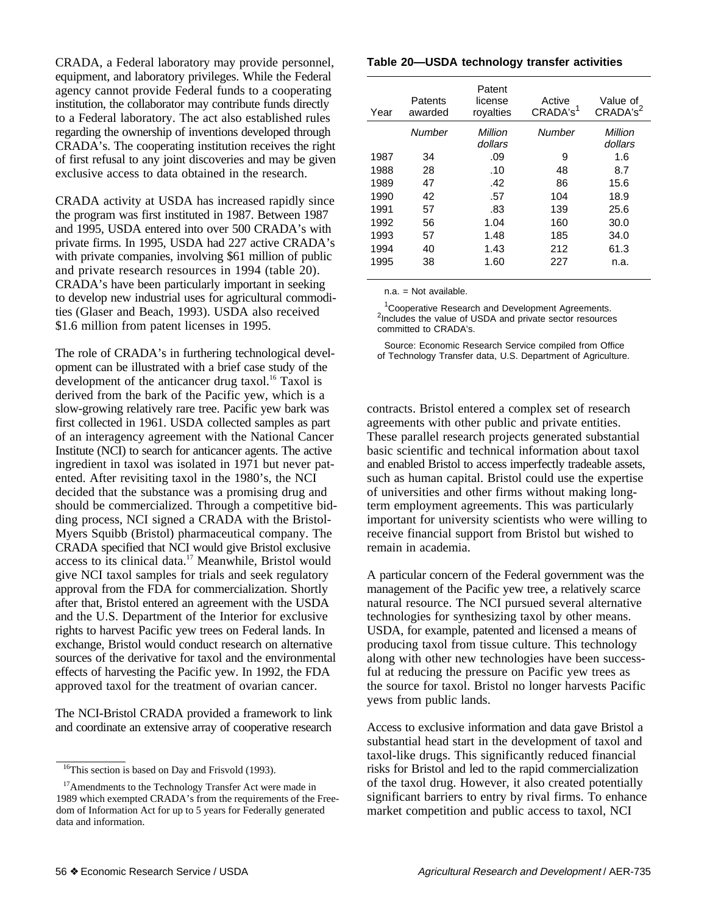CRADA, a Federal laboratory may provide personnel, equipment, and laboratory privileges. While the Federal agency cannot provide Federal funds to a cooperating institution, the collaborator may contribute funds directly to a Federal laboratory. The act also established rules regarding the ownership of inventions developed through CRADA's. The cooperating institution receives the right of first refusal to any joint discoveries and may be given exclusive access to data obtained in the research.

CRADA activity at USDA has increased rapidly since the program was first instituted in 1987. Between 1987 and 1995, USDA entered into over 500 CRADA's with private firms. In 1995, USDA had 227 active CRADA's with private companies, involving $61 million of public and private research resources in 1994 (table 20). CRADA's have been particularly important in seeking to develop new industrial uses for agricultural commodities (Glaser and Beach, 1993). USDA also received $1.6 million from patent licenses in 1995.

The role of CRADA's in furthering technological development can be illustrated with a brief case study of the development of the anticancer drug taxol.[16] Taxol is derived from the bark of the Pacific yew, which is a slow-growing relatively rare tree. Pacific yew bark was first collected in 1961. USDA collected samples as part of an interagency agreement with the National Cancer Institute (NCI) to search for anticancer agents. The active ingredient in taxol was isolated in 1971 but never patented. After revisiting taxol in the 1980's, the NCI decided that the substance was a promising drug and should be commercialized. Through a competitive bidding process, NCI signed a CRADA with the Bristol-Myers Squibb (Bristol) pharmaceutical company. The CRADA specified that NCI would give Bristol exclusive access to its clinical data.[17] Meanwhile, Bristol would give NCI taxol samples for trials and seek regulatory approval from the FDA for commercialization. Shortly after that, Bristol entered an agreement with the USDA and the U.S. Department of the Interior for exclusive rights to harvest Pacific yew trees on Federal lands. In exchange, Bristol would conduct research on alternative sources of the derivative for taxol and the environmental effects of harvesting the Pacific yew. In 1992, the FDA approved taxol for the treatment of ovarian cancer.

The NCI-Bristol CRADA provided a framework to link and coordinate an extensive array of cooperative research contracts. Bristol entered a complex set of research agreements with other public and private entities. These parallel research projects generated substantial basic scientific and technical information about taxol and enabled Bristol to access imperfectly tradeable assets, such as human capital. Bristol could use the expertise of universities and other firms without making long-term employment agreements. This was particularly important for university scientists who were willing to receive financial support from Bristol but wished to remain in academia.

A particular concern of the Federal government was the management of the Pacific yew tree, a relatively scarce natural resource. The NCI pursued several alternative technologies for synthesizing taxol by other means. USDA, for example, patented and licensed a means of producing taxol from tissue culture. This technology along with other new technologies have been successful at reducing the pressure on Pacific yew trees as the source for taxol. Bristol no longer harvests Pacific yews from public lands.

Access to exclusive information and data gave Bristol a substantial head start in the development of taxol and taxol-like drugs. This significantly reduced financial risks for Bristol and led to the rapid commercialization of the taxol drug. However, it also created potentially significant barriers to entry by rival firms. To enhance market competition and public access to taxol, NCI

**Table 20—USDA technology transfer activities**

| Year | Patents awarded | Patent license royalties | Active CRADA's[1] | Value of CRADA's[2] |
|---|---|---|---|---|
| | *Number* | *Million dollars* | *Number* | *Million dollars* |
| 1987 | 34 | .09 | 9 | 1.6 |
| 1988 | 28 | .10 | 48 | 8.7 |
| 1989 | 47 | .42 | 86 | 15.6 |
| 1990 | 42 | .57 | 104 | 18.9 |
| 1991 | 57 | .83 | 139 | 25.6 |
| 1992 | 56 | 1.04 | 160 | 30.0 |
| 1993 | 57 | 1.48 | 185 | 34.0 |
| 1994 | 40 | 1.43 | 212 | 61.3 |
| 1995 | 38 | 1.60 | 227 | n.a. |

n.a. = Not available.

[1]Cooperative Research and Development Agreements.
[2]Includes the value of USDA and private sector resources committed to CRADA's.

Source: Economic Research Service compiled from Office of Technology Transfer data, U.S. Department of Agriculture.

[16]This section is based on Day and Frisvold (1993).

[17]Amendments to the Technology Transfer Act were made in 1989 which exempted CRADA's from the requirements of the Freedom of Information Act for up to 5 years for Federally generated data and information.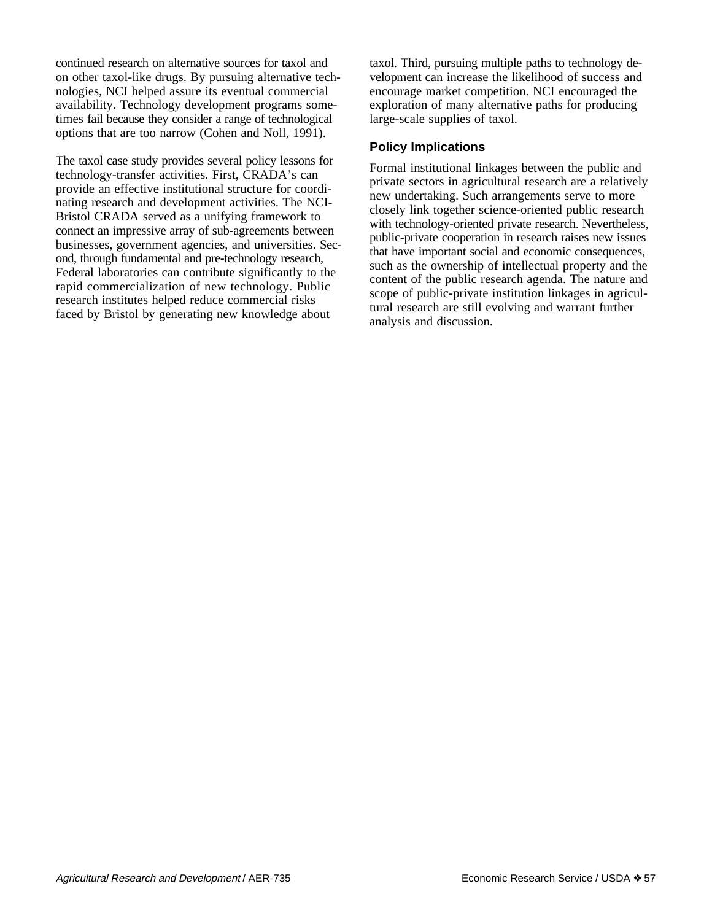continued research on alternative sources for taxol and on other taxol-like drugs. By pursuing alternative technologies, NCI helped assure its eventual commercial availability. Technology development programs sometimes fail because they consider a range of technological options that are too narrow (Cohen and Noll, 1991).

The taxol case study provides several policy lessons for technology-transfer activities. First, CRADA's can provide an effective institutional structure for coordinating research and development activities. The NCI-Bristol CRADA served as a unifying framework to connect an impressive array of sub-agreements between businesses, government agencies, and universities. Second, through fundamental and pre-technology research, Federal laboratories can contribute significantly to the rapid commercialization of new technology. Public research institutes helped reduce commercial risks faced by Bristol by generating new knowledge about taxol. Third, pursuing multiple paths to technology development can increase the likelihood of success and encourage market competition. NCI encouraged the exploration of many alternative paths for producing large-scale supplies of taxol.

## Policy Implications

Formal institutional linkages between the public and private sectors in agricultural research are a relatively new undertaking. Such arrangements serve to more closely link together science-oriented public research with technology-oriented private research. Nevertheless, public-private cooperation in research raises new issues that have important social and economic consequences, such as the ownership of intellectual property and the content of the public research agenda. The nature and scope of public-private institution linkages in agricultural research are still evolving and warrant further analysis and discussion.